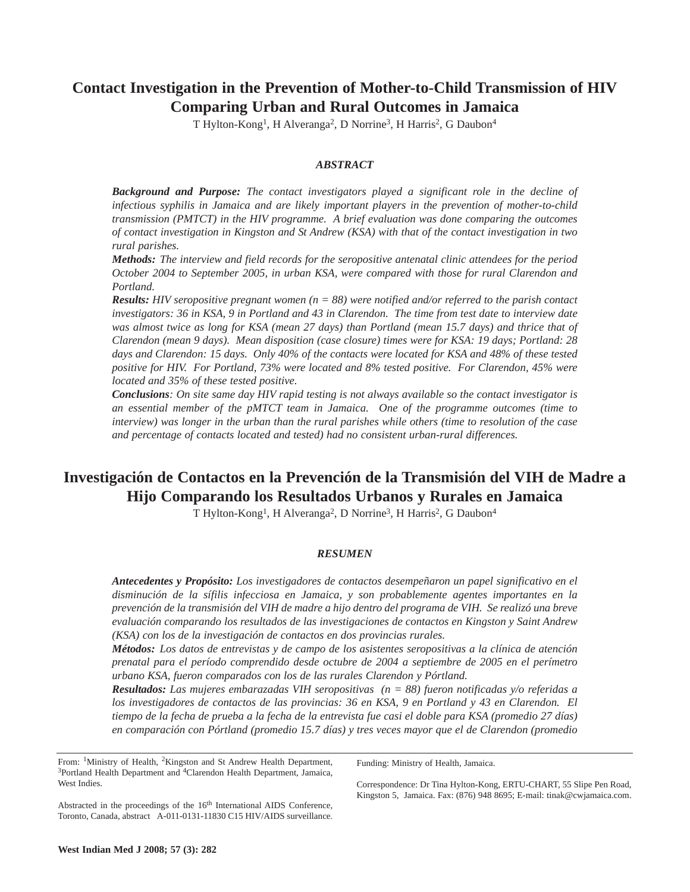# Contact Investigation in the Prevention of Mother-to-Child Transmission of HIV Comparing Urban and Rural Outcomes in Jamaica

T Hylton-Kong[1], H Alveranga[2], D Norrine[3], H Harris[2], G Daubon[4]

### *ABSTRACT*

***Background and Purpose:*** *The contact investigators played a significant role in the decline of infectious syphilis in Jamaica and are likely important players in the prevention of mother-to-child transmission (PMTCT) in the HIV programme. A brief evaluation was done comparing the outcomes of contact investigation in Kingston and St Andrew (KSA) with that of the contact investigation in two rural parishes.*

***Methods:*** *The interview and field records for the seropositive antenatal clinic attendees for the period October 2004 to September 2005, in urban KSA, were compared with those for rural Clarendon and Portland.*

***Results:*** *HIV seropositive pregnant women (n = 88) were notified and/or referred to the parish contact investigators: 36 in KSA, 9 in Portland and 43 in Clarendon. The time from test date to interview date was almost twice as long for KSA (mean 27 days) than Portland (mean 15.7 days) and thrice that of Clarendon (mean 9 days). Mean disposition (case closure) times were for KSA: 19 days; Portland: 28 days and Clarendon: 15 days. Only 40% of the contacts were located for KSA and 48% of these tested positive for HIV. For Portland, 73% were located and 8% tested positive. For Clarendon, 45% were located and 35% of these tested positive.*

***Conclusions****: On site same day HIV rapid testing is not always available so the contact investigator is an essential member of the pMTCT team in Jamaica. One of the programme outcomes (time to interview) was longer in the urban than the rural parishes while others (time to resolution of the case and percentage of contacts located and tested) had no consistent urban-rural differences.*

# Investigación de Contactos en la Prevención de la Transmisión del VIH de Madre a Hijo Comparando los Resultados Urbanos y Rurales en Jamaica

T Hylton-Kong[1], H Alveranga[2], D Norrine[3], H Harris[2], G Daubon[4]

### *RESUMEN*

***Antecedentes y Propósito:*** *Los investigadores de contactos desempeñaron un papel significativo en el disminución de la sífilis infecciosa en Jamaica, y son probablemente agentes importantes en la prevención de la transmisión del VIH de madre a hijo dentro del programa de VIH. Se realizó una breve evaluación comparando los resultados de las investigaciones de contactos en Kingston y Saint Andrew (KSA) con los de la investigación de contactos en dos provincias rurales.*

***Métodos:*** *Los datos de entrevistas y de campo de los asistentes seropositivas a la clínica de atención prenatal para el período comprendido desde octubre de 2004 a septiembre de 2005 en el perímetro urbano KSA, fueron comparados con los de las rurales Clarendon y Pórtland.*

***Resultados:*** *Las mujeres embarazadas VIH seropositivas (n = 88) fueron notificadas y/o referidas a los investigadores de contactos de las provincias: 36 en KSA, 9 en Portland y 43 en Clarendon. El tiempo de la fecha de prueba a la fecha de la entrevista fue casi el doble para KSA (promedio 27 días) en comparación con Pórtland (promedio 15.7 días) y tres veces mayor que el de Clarendon (promedio*

From: [1]Ministry of Health, [2]Kingston and St Andrew Health Department, [3]Portland Health Department and [4]Clarendon Health Department, Jamaica, West Indies.

Abstracted in the proceedings of the 16th International AIDS Conference, Toronto, Canada, abstract A-011-0131-11830 C15 HIV/AIDS surveillance.

Funding: Ministry of Health, Jamaica.

Correspondence: Dr Tina Hylton-Kong, ERTU-CHART, 55 Slipe Pen Road, Kingston 5, Jamaica. Fax: (876) 948 8695; E-mail: tinak@cwjamaica.com.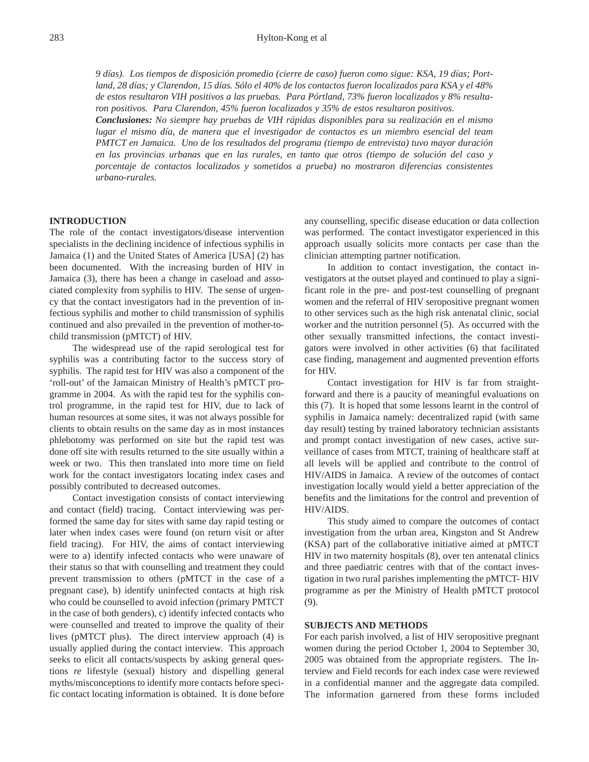*9 días). Los tiempos de disposición promedio (cierre de caso) fueron como sigue: KSA, 19 días; Portland, 28 días; y Clarendon, 15 días. Sólo el 40% de los contactos fueron localizados para KSA y el 48% de estos resultaron VIH positivos a las pruebas. Para Pórtland, 73% fueron localizados y 8% resultaron positivos. Para Clarendon, 45% fueron localizados y 35% de estos resultaron positivos.*

***Conclusiones:*** *No siempre hay pruebas de VIH rápidas disponibles para su realización en el mismo lugar el mismo día, de manera que el investigador de contactos es un miembro esencial del team PMTCT en Jamaica. Uno de los resultados del programa (tiempo de entrevista) tuvo mayor duración en las provincias urbanas que en las rurales, en tanto que otros (tiempo de solución del caso y porcentaje de contactos localizados y sometidos a prueba) no mostraron diferencias consistentes urbano-rurales.*

## INTRODUCTION

The role of the contact investigators/disease intervention specialists in the declining incidence of infectious syphilis in Jamaica (1) and the United States of America [USA] (2) has been documented. With the increasing burden of HIV in Jamaica (3), there has been a change in caseload and associated complexity from syphilis to HIV. The sense of urgency that the contact investigators had in the prevention of infectious syphilis and mother to child transmission of syphilis continued and also prevailed in the prevention of mother-to-child transmission (pMTCT) of HIV.

The widespread use of the rapid serological test for syphilis was a contributing factor to the success story of syphilis. The rapid test for HIV was also a component of the 'roll-out' of the Jamaican Ministry of Health's pMTCT programme in 2004. As with the rapid test for the syphilis control programme, in the rapid test for HIV, due to lack of human resources at some sites, it was not always possible for clients to obtain results on the same day as in most instances phlebotomy was performed on site but the rapid test was done off site with results returned to the site usually within a week or two. This then translated into more time on field work for the contact investigators locating index cases and possibly contributed to decreased outcomes.

Contact investigation consists of contact interviewing and contact (field) tracing. Contact interviewing was performed the same day for sites with same day rapid testing or later when index cases were found (on return visit or after field tracing). For HIV, the aims of contact interviewing were to a) identify infected contacts who were unaware of their status so that with counselling and treatment they could prevent transmission to others (pMTCT in the case of a pregnant case), b) identify uninfected contacts at high risk who could be counselled to avoid infection (primary PMTCT in the case of both genders), c) identify infected contacts who were counselled and treated to improve the quality of their lives (pMTCT plus). The direct interview approach (4) is usually applied during the contact interview. This approach seeks to elicit all contacts/suspects by asking general questions *re* lifestyle (sexual) history and dispelling general myths/misconceptions to identify more contacts before specific contact locating information is obtained. It is done before any counselling, specific disease education or data collection was performed. The contact investigator experienced in this approach usually solicits more contacts per case than the clinician attempting partner notification.

In addition to contact investigation, the contact investigators at the outset played and continued to play a significant role in the pre- and post-test counselling of pregnant women and the referral of HIV seropositive pregnant women to other services such as the high risk antenatal clinic, social worker and the nutrition personnel (5). As occurred with the other sexually transmitted infections, the contact investigators were involved in other activities (6) that facilitated case finding, management and augmented prevention efforts for HIV.

Contact investigation for HIV is far from straightforward and there is a paucity of meaningful evaluations on this (7). It is hoped that some lessons learnt in the control of syphilis in Jamaica namely: decentralized rapid (with same day result) testing by trained laboratory technician assistants and prompt contact investigation of new cases, active surveillance of cases from MTCT, training of healthcare staff at all levels will be applied and contribute to the control of HIV/AIDS in Jamaica. A review of the outcomes of contact investigation locally would yield a better appreciation of the benefits and the limitations for the control and prevention of HIV/AIDS.

This study aimed to compare the outcomes of contact investigation from the urban area, Kingston and St Andrew (KSA) part of the collaborative initiative aimed at pMTCT HIV in two maternity hospitals (8), over ten antenatal clinics and three paediatric centres with that of the contact investigation in two rural parishes implementing the pMTCT- HIV programme as per the Ministry of Health pMTCT protocol (9).

## SUBJECTS AND METHODS

For each parish involved, a list of HIV seropositive pregnant women during the period October 1, 2004 to September 30, 2005 was obtained from the appropriate registers. The Interview and Field records for each index case were reviewed in a confidential manner and the aggregate data compiled. The information garnered from these forms included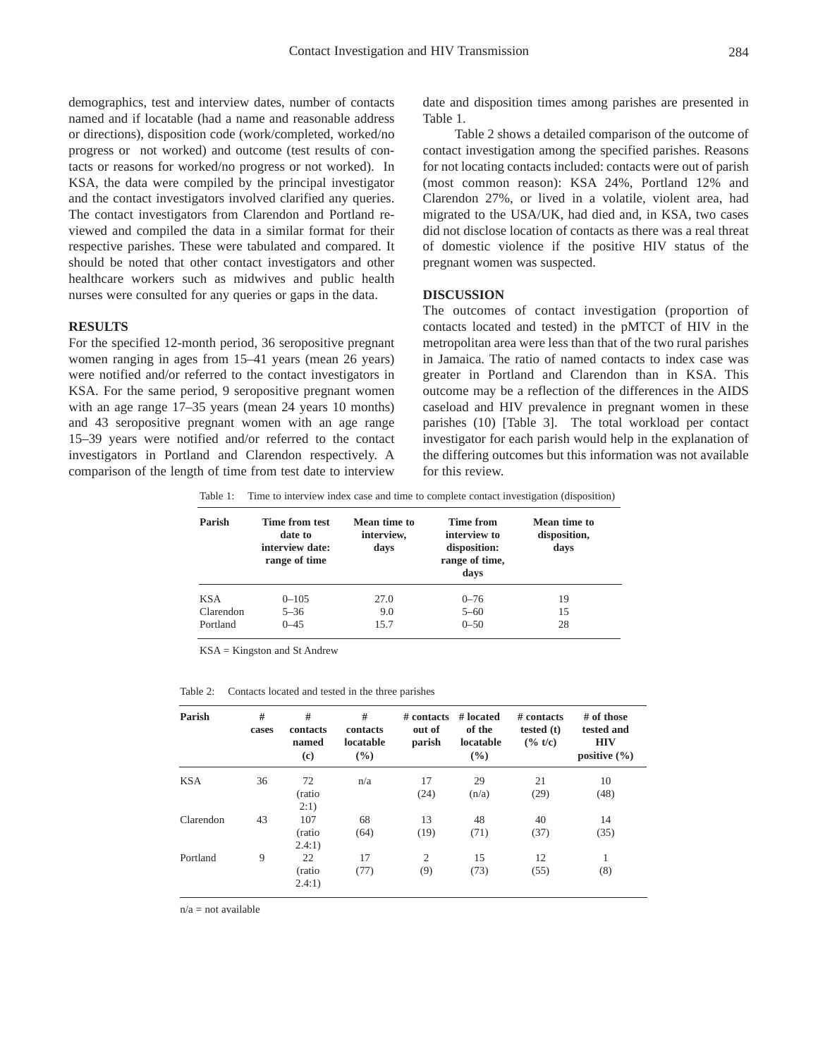demographics, test and interview dates, number of contacts named and if locatable (had a name and reasonable address or directions), disposition code (work/completed, worked/no progress or not worked) and outcome (test results of contacts or reasons for worked/no progress or not worked). In KSA, the data were compiled by the principal investigator and the contact investigators involved clarified any queries. The contact investigators from Clarendon and Portland reviewed and compiled the data in a similar format for their respective parishes. These were tabulated and compared. It should be noted that other contact investigators and other healthcare workers such as midwives and public health nurses were consulted for any queries or gaps in the data.

## RESULTS

For the specified 12-month period, 36 seropositive pregnant women ranging in ages from 15–41 years (mean 26 years) were notified and/or referred to the contact investigators in KSA. For the same period, 9 seropositive pregnant women with an age range 17–35 years (mean 24 years 10 months) and 43 seropositive pregnant women with an age range 15–39 years were notified and/or referred to the contact investigators in Portland and Clarendon respectively. A comparison of the length of time from test date to interview date and disposition times among parishes are presented in Table 1.

Table 2 shows a detailed comparison of the outcome of contact investigation among the specified parishes. Reasons for not locating contacts included: contacts were out of parish (most common reason): KSA 24%, Portland 12% and Clarendon 27%, or lived in a volatile, violent area, had migrated to the USA/UK, had died and, in KSA, two cases did not disclose location of contacts as there was a real threat of domestic violence if the positive HIV status of the pregnant women was suspected.

## DISCUSSION

The outcomes of contact investigation (proportion of contacts located and tested) in the pMTCT of HIV in the metropolitan area were less than that of the two rural parishes in Jamaica. The ratio of named contacts to index case was greater in Portland and Clarendon than in KSA. This outcome may be a reflection of the differences in the AIDS caseload and HIV prevalence in pregnant women in these parishes (10) [Table 3]. The total workload per contact investigator for each parish would help in the explanation of the differing outcomes but this information was not available for this review.

Table 1: Time to interview index case and time to complete contact investigation (disposition)

| Parish | Time from test date to interview date: range of time | Mean time to interview, days | Time from interview to disposition: range of time, days | Mean time to disposition, days |
|---|---|---|---|---|
| KSA | 0–105 | 27.0 | 0–76 | 19 |
| Clarendon | 5–36 | 9.0 | 5–60 | 15 |
| Portland | 0–45 | 15.7 | 0–50 | 28 |

KSA = Kingston and St Andrew

Table 2: Contacts located and tested in the three parishes

| Parish | # cases | # contacts named (c) | # contacts locatable (%) | # contacts out of parish | # located of the locatable (%) | # contacts tested (t) (% t/c) | # of those tested and HIV positive (%) |
|---|---|---|---|---|---|---|---|
| KSA | 36 | 72 (ratio 2:1) | n/a | 17 (24) | 29 (n/a) | 21 (29) | 10 (48) |
| Clarendon | 43 | 107 (ratio 2.4:1) | 68 (64) | 13 (19) | 48 (71) | 40 (37) | 14 (35) |
| Portland | 9 | 22 (ratio 2.4:1) | 17 (77) | 2 (9) | 15 (73) | 12 (55) | 1 (8) |

n/a = not available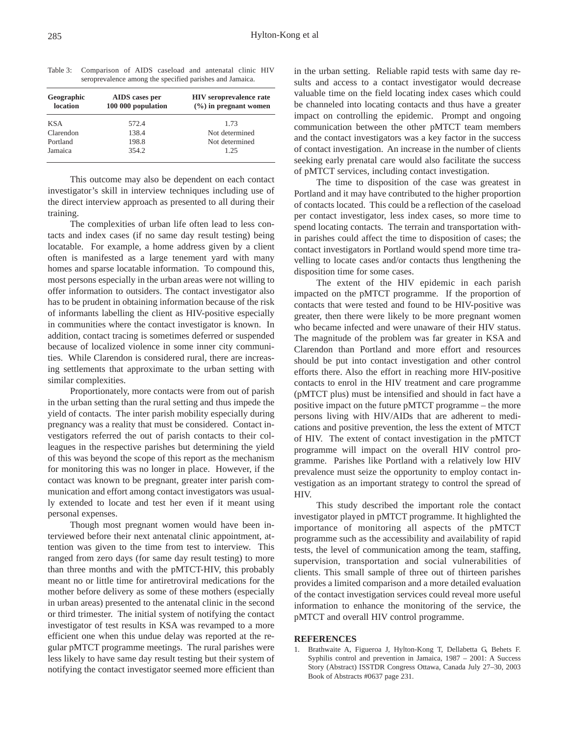Table 3: Comparison of AIDS caseload and antenatal clinic HIV seroprevalence among the specified parishes and Jamaica.

| Geographic location | AIDS cases per 100 000 population | HIV seroprevalence rate (%) in pregnant women |
|---|---|---|
| KSA | 572.4 | 1.73 |
| Clarendon | 138.4 | Not determined |
| Portland | 198.8 | Not determined |
| Jamaica | 354.2 | 1.25 |

This outcome may also be dependent on each contact investigator's skill in interview techniques including use of the direct interview approach as presented to all during their training.

The complexities of urban life often lead to less contacts and index cases (if no same day result testing) being locatable. For example, a home address given by a client often is manifested as a large tenement yard with many homes and sparse locatable information. To compound this, most persons especially in the urban areas were not willing to offer information to outsiders. The contact investigator also has to be prudent in obtaining information because of the risk of informants labelling the client as HIV-positive especially in communities where the contact investigator is known. In addition, contact tracing is sometimes deferred or suspended because of localized violence in some inner city communities. While Clarendon is considered rural, there are increasing settlements that approximate to the urban setting with similar complexities.

Proportionately, more contacts were from out of parish in the urban setting than the rural setting and thus impede the yield of contacts. The inter parish mobility especially during pregnancy was a reality that must be considered. Contact investigators referred the out of parish contacts to their colleagues in the respective parishes but determining the yield of this was beyond the scope of this report as the mechanism for monitoring this was no longer in place. However, if the contact was known to be pregnant, greater inter parish communication and effort among contact investigators was usually extended to locate and test her even if it meant using personal expenses.

Though most pregnant women would have been interviewed before their next antenatal clinic appointment, attention was given to the time from test to interview. This ranged from zero days (for same day result testing) to more than three months and with the pMTCT-HIV, this probably meant no or little time for antiretroviral medications for the mother before delivery as some of these mothers (especially in urban areas) presented to the antenatal clinic in the second or third trimester. The initial system of notifying the contact investigator of test results in KSA was revamped to a more efficient one when this undue delay was reported at the regular pMTCT programme meetings. The rural parishes were less likely to have same day result testing but their system of notifying the contact investigator seemed more efficient than in the urban setting. Reliable rapid tests with same day results and access to a contact investigator would decrease valuable time on the field locating index cases which could be channeled into locating contacts and thus have a greater impact on controlling the epidemic. Prompt and ongoing communication between the other pMTCT team members and the contact investigators was a key factor in the success of contact investigation. An increase in the number of clients seeking early prenatal care would also facilitate the success of pMTCT services, including contact investigation.

The time to disposition of the case was greatest in Portland and it may have contributed to the higher proportion of contacts located. This could be a reflection of the caseload per contact investigator, less index cases, so more time to spend locating contacts. The terrain and transportation within parishes could affect the time to disposition of cases; the contact investigators in Portland would spend more time travelling to locate cases and/or contacts thus lengthening the disposition time for some cases.

The extent of the HIV epidemic in each parish impacted on the pMTCT programme. If the proportion of contacts that were tested and found to be HIV-positive was greater, then there were likely to be more pregnant women who became infected and were unaware of their HIV status. The magnitude of the problem was far greater in KSA and Clarendon than Portland and more effort and resources should be put into contact investigation and other control efforts there. Also the effort in reaching more HIV-positive contacts to enrol in the HIV treatment and care programme (pMTCT plus) must be intensified and should in fact have a positive impact on the future pMTCT programme – the more persons living with HIV/AIDs that are adherent to medications and positive prevention, the less the extent of MTCT of HIV. The extent of contact investigation in the pMTCT programme will impact on the overall HIV control programme. Parishes like Portland with a relatively low HIV prevalence must seize the opportunity to employ contact investigation as an important strategy to control the spread of HIV.

This study described the important role the contact investigator played in pMTCT programme. It highlighted the importance of monitoring all aspects of the pMTCT programme such as the accessibility and availability of rapid tests, the level of communication among the team, staffing, supervision, transportation and social vulnerabilities of clients. This small sample of three out of thirteen parishes provides a limited comparison and a more detailed evaluation of the contact investigation services could reveal more useful information to enhance the monitoring of the service, the pMTCT and overall HIV control programme.

## REFERENCES

1. Brathwaite A, Figueroa J, Hylton-Kong T, Dellabetta G, Behets F. Syphilis control and prevention in Jamaica, 1987 – 2001: A Success Story (Abstract) ISSTDR Congress Ottawa, Canada July 27–30, 2003 Book of Abstracts #0637 page 231.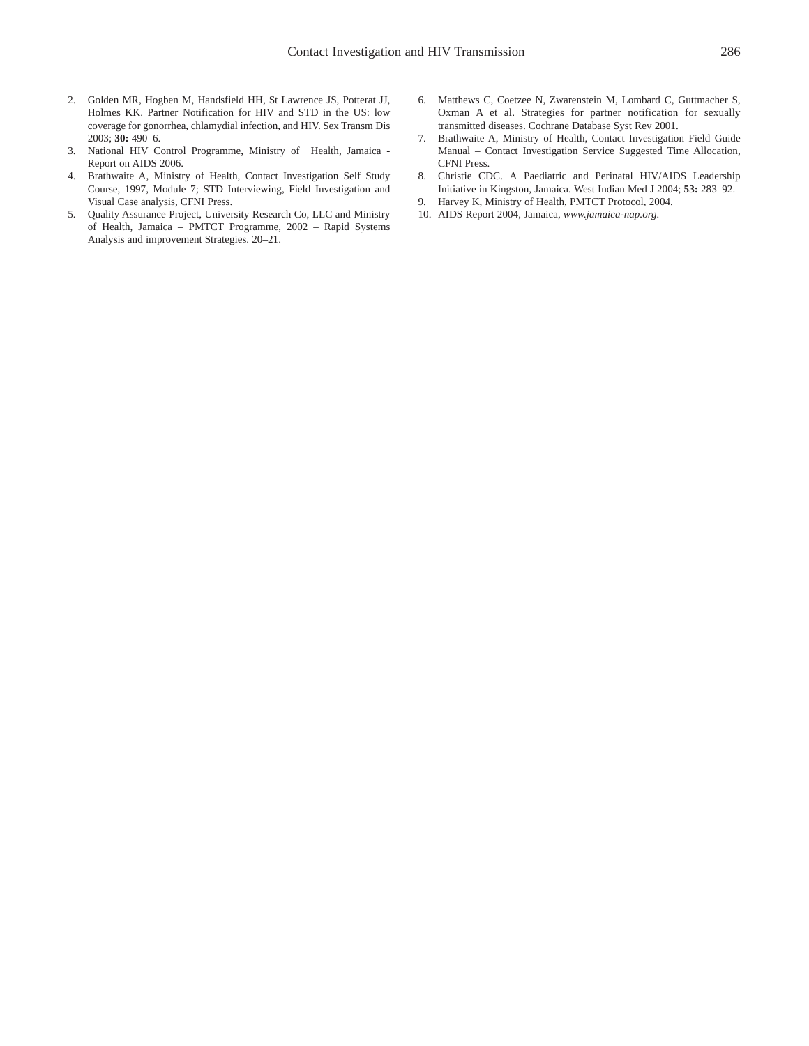2. Golden MR, Hogben M, Handsfield HH, St Lawrence JS, Potterat JJ, Holmes KK. Partner Notification for HIV and STD in the US: low coverage for gonorrhea, chlamydial infection, and HIV. Sex Transm Dis 2003; **30:** 490–6.
3. National HIV Control Programme, Ministry of Health, Jamaica - Report on AIDS 2006.
4. Brathwaite A, Ministry of Health, Contact Investigation Self Study Course, 1997, Module 7; STD Interviewing, Field Investigation and Visual Case analysis, CFNI Press.
5. Quality Assurance Project, University Research Co, LLC and Ministry of Health, Jamaica – PMTCT Programme, 2002 – Rapid Systems Analysis and improvement Strategies. 20–21.
6. Matthews C, Coetzee N, Zwarenstein M, Lombard C, Guttmacher S, Oxman A et al. Strategies for partner notification for sexually transmitted diseases. Cochrane Database Syst Rev 2001.
7. Brathwaite A, Ministry of Health, Contact Investigation Field Guide Manual – Contact Investigation Service Suggested Time Allocation, CFNI Press.
8. Christie CDC. A Paediatric and Perinatal HIV/AIDS Leadership Initiative in Kingston, Jamaica. West Indian Med J 2004; **53:** 283–92.
9. Harvey K, Ministry of Health, PMTCT Protocol, 2004.
10. AIDS Report 2004, Jamaica, *www.jamaica-nap.org.*